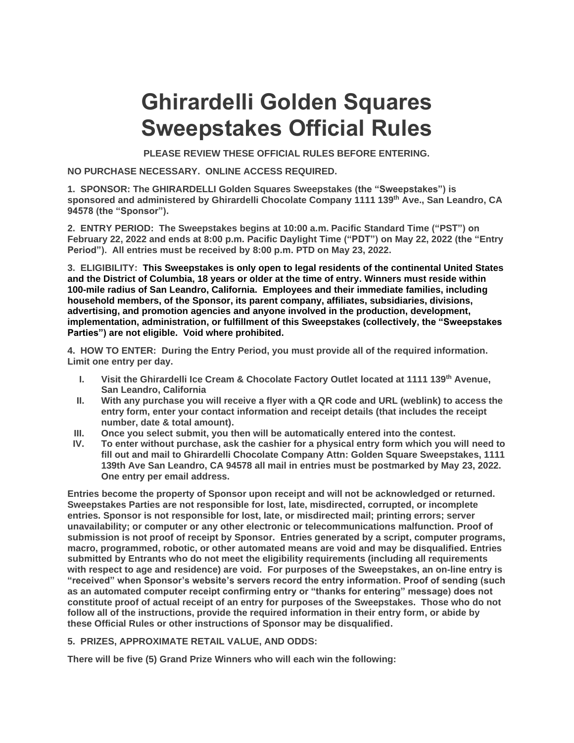# Ghirardelli Golden Squares Sweepstakes Official Rules

**PLEASE REVIEW THESE OFFICIAL RULES BEFORE ENTERING.**

**NO PURCHASE NECESSARY. ONLINE ACCESS REQUIRED.**

**1. SPONSOR: The GHIRARDELLI Golden Squares Sweepstakes (the "Sweepstakes") is sponsored and administered by Ghirardelli Chocolate Company 1111 139th Ave., San Leandro, CA 94578 (the "Sponsor").**

**2. ENTRY PERIOD: The Sweepstakes begins at 10:00 a.m. Pacific Standard Time ("PST") on February 22, 2022 and ends at 8:00 p.m. Pacific Daylight Time ("PDT") on May 22, 2022 (the "Entry Period"). All entries must be received by 8:00 p.m. PTD on May 23, 2022.**

**3. ELIGIBILITY: This Sweepstakes is only open to legal residents of the continental United States and the District of Columbia, 18 years or older at the time of entry. Winners must reside within 100-mile radius of San Leandro, California. Employees and their immediate families, including household members, of the Sponsor, its parent company, affiliates, subsidiaries, divisions, advertising, and promotion agencies and anyone involved in the production, development, implementation, administration, or fulfillment of this Sweepstakes (collectively, the "Sweepstakes Parties") are not eligible. Void where prohibited.**

**4. HOW TO ENTER: During the Entry Period, you must provide all of the required information. Limit one entry per day.**

I. **Visit the Ghirardelli Ice Cream & Chocolate Factory Outlet located at 1111 139th Avenue, San Leandro, California**
II. **With any purchase you will receive a flyer with a QR code and URL (weblink) to access the entry form, enter your contact information and receipt details (that includes the receipt number, date & total amount).**
III. **Once you select submit, you then will be automatically entered into the contest.**
IV. **To enter without purchase, ask the cashier for a physical entry form which you will need to fill out and mail to Ghirardelli Chocolate Company Attn: Golden Square Sweepstakes, 1111 139th Ave San Leandro, CA 94578 all mail in entries must be postmarked by May 23, 2022. One entry per email address.**

**Entries become the property of Sponsor upon receipt and will not be acknowledged or returned. Sweepstakes Parties are not responsible for lost, late, misdirected, corrupted, or incomplete entries. Sponsor is not responsible for lost, late, or misdirected mail; printing errors; server unavailability; or computer or any other electronic or telecommunications malfunction. Proof of submission is not proof of receipt by Sponsor. Entries generated by a script, computer programs, macro, programmed, robotic, or other automated means are void and may be disqualified. Entries submitted by Entrants who do not meet the eligibility requirements (including all requirements with respect to age and residence) are void. For purposes of the Sweepstakes, an on-line entry is "received" when Sponsor's website's servers record the entry information. Proof of sending (such as an automated computer receipt confirming entry or "thanks for entering" message) does not constitute proof of actual receipt of an entry for purposes of the Sweepstakes. Those who do not follow all of the instructions, provide the required information in their entry form, or abide by these Official Rules or other instructions of Sponsor may be disqualified.**

**5. PRIZES, APPROXIMATE RETAIL VALUE, AND ODDS:**

**There will be five (5) Grand Prize Winners who will each win the following:**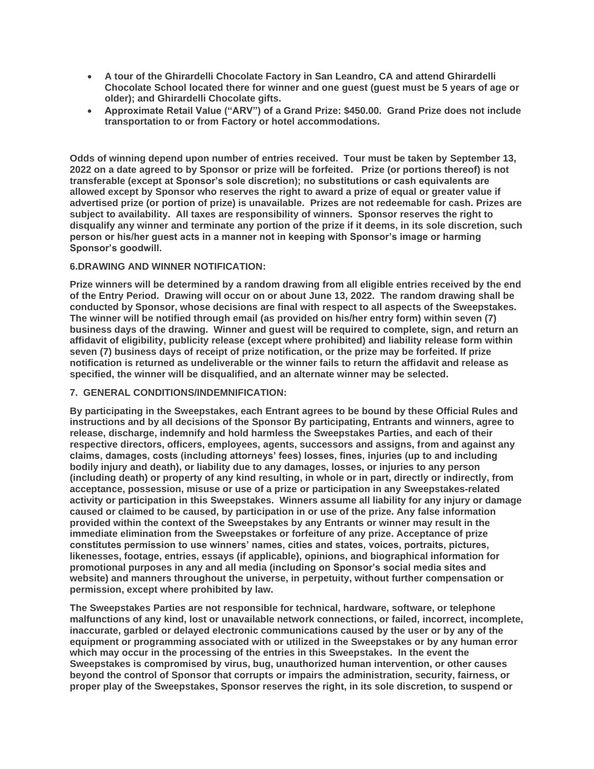- **A tour of the Ghirardelli Chocolate Factory in San Leandro, CA and attend Ghirardelli Chocolate School located there for winner and one guest (guest must be 5 years of age or older); and Ghirardelli Chocolate gifts.**
- **Approximate Retail Value ("ARV") of a Grand Prize: $450.00. Grand Prize does not include transportation to or from Factory or hotel accommodations.**

**Odds of winning depend upon number of entries received. Tour must be taken by September 13, 2022 on a date agreed to by Sponsor or prize will be forfeited. Prize (or portions thereof) is not transferable (except at Sponsor's sole discretion); no substitutions or cash equivalents are allowed except by Sponsor who reserves the right to award a prize of equal or greater value if advertised prize (or portion of prize) is unavailable. Prizes are not redeemable for cash. Prizes are subject to availability. All taxes are responsibility of winners. Sponsor reserves the right to disqualify any winner and terminate any portion of the prize if it deems, in its sole discretion, such person or his/her guest acts in a manner not in keeping with Sponsor's image or harming Sponsor's goodwill.**

**6.DRAWING AND WINNER NOTIFICATION:**

**Prize winners will be determined by a random drawing from all eligible entries received by the end of the Entry Period. Drawing will occur on or about June 13, 2022. The random drawing shall be conducted by Sponsor, whose decisions are final with respect to all aspects of the Sweepstakes. The winner will be notified through email (as provided on his/her entry form) within seven (7) business days of the drawing. Winner and guest will be required to complete, sign, and return an affidavit of eligibility, publicity release (except where prohibited) and liability release form within seven (7) business days of receipt of prize notification, or the prize may be forfeited. If prize notification is returned as undeliverable or the winner fails to return the affidavit and release as specified, the winner will be disqualified, and an alternate winner may be selected.**

**7. GENERAL CONDITIONS/INDEMNIFICATION:**

**By participating in the Sweepstakes, each Entrant agrees to be bound by these Official Rules and instructions and by all decisions of the Sponsor By participating, Entrants and winners, agree to release, discharge, indemnify and hold harmless the Sweepstakes Parties, and each of their respective directors, officers, employees, agents, successors and assigns, from and against any claims, damages, costs (including attorneys' fees) losses, fines, injuries (up to and including bodily injury and death), or liability due to any damages, losses, or injuries to any person (including death) or property of any kind resulting, in whole or in part, directly or indirectly, from acceptance, possession, misuse or use of a prize or participation in any Sweepstakes-related activity or participation in this Sweepstakes. Winners assume all liability for any injury or damage caused or claimed to be caused, by participation in or use of the prize. Any false information provided within the context of the Sweepstakes by any Entrants or winner may result in the immediate elimination from the Sweepstakes or forfeiture of any prize. Acceptance of prize constitutes permission to use winners' names, cities and states, voices, portraits, pictures, likenesses, footage, entries, essays (if applicable), opinions, and biographical information for promotional purposes in any and all media (including on Sponsor's social media sites and website) and manners throughout the universe, in perpetuity, without further compensation or permission, except where prohibited by law.**

**The Sweepstakes Parties are not responsible for technical, hardware, software, or telephone malfunctions of any kind, lost or unavailable network connections, or failed, incorrect, incomplete, inaccurate, garbled or delayed electronic communications caused by the user or by any of the equipment or programming associated with or utilized in the Sweepstakes or by any human error which may occur in the processing of the entries in this Sweepstakes. In the event the Sweepstakes is compromised by virus, bug, unauthorized human intervention, or other causes beyond the control of Sponsor that corrupts or impairs the administration, security, fairness, or proper play of the Sweepstakes, Sponsor reserves the right, in its sole discretion, to suspend or**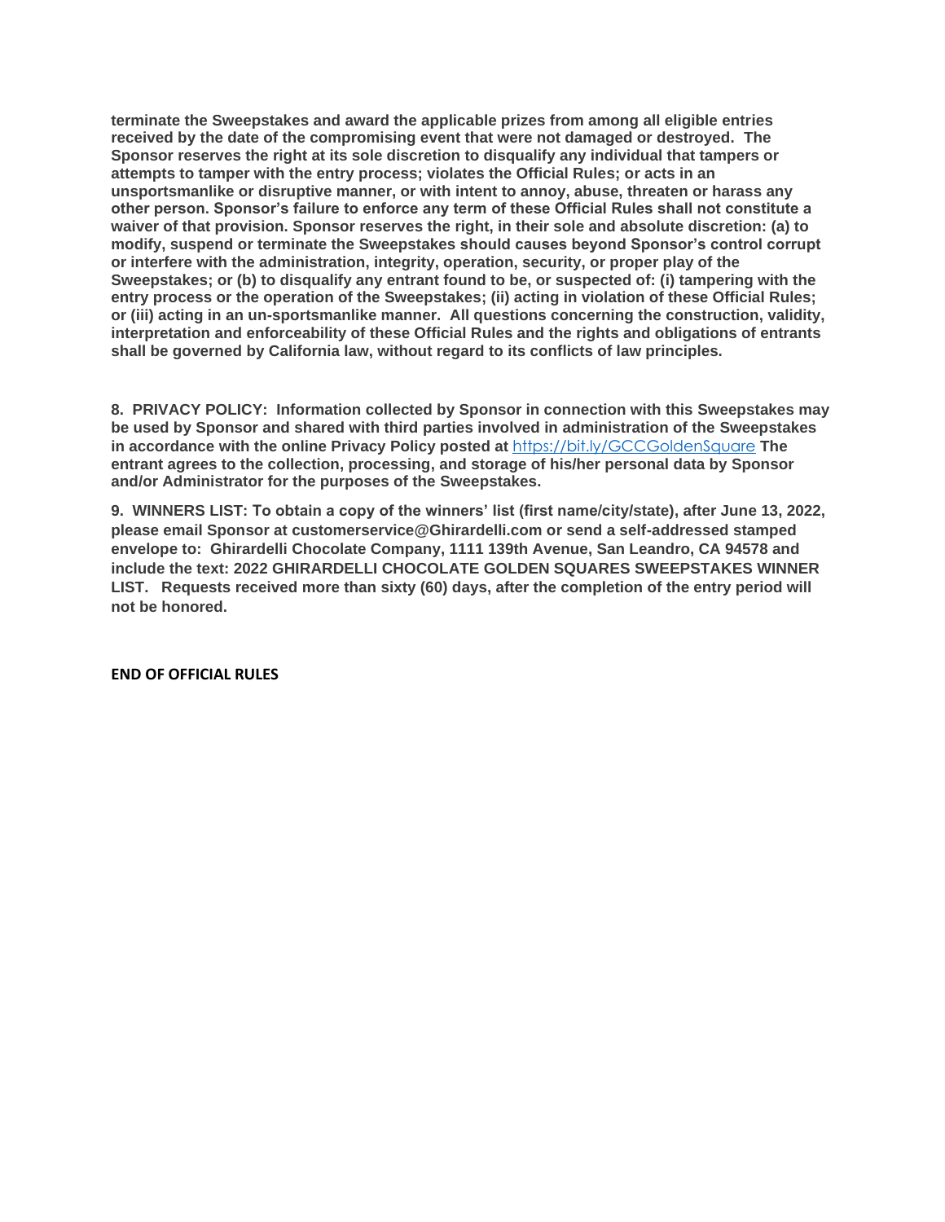**terminate the Sweepstakes and award the applicable prizes from among all eligible entries received by the date of the compromising event that were not damaged or destroyed. The Sponsor reserves the right at its sole discretion to disqualify any individual that tampers or attempts to tamper with the entry process; violates the Official Rules; or acts in an unsportsmanlike or disruptive manner, or with intent to annoy, abuse, threaten or harass any other person. Sponsor's failure to enforce any term of these Official Rules shall not constitute a waiver of that provision. Sponsor reserves the right, in their sole and absolute discretion: (a) to modify, suspend or terminate the Sweepstakes should causes beyond Sponsor's control corrupt or interfere with the administration, integrity, operation, security, or proper play of the Sweepstakes; or (b) to disqualify any entrant found to be, or suspected of: (i) tampering with the entry process or the operation of the Sweepstakes; (ii) acting in violation of these Official Rules; or (iii) acting in an un-sportsmanlike manner. All questions concerning the construction, validity, interpretation and enforceability of these Official Rules and the rights and obligations of entrants shall be governed by California law, without regard to its conflicts of law principles.**

**8. PRIVACY POLICY: Information collected by Sponsor in connection with this Sweepstakes may be used by Sponsor and shared with third parties involved in administration of the Sweepstakes in accordance with the online Privacy Policy posted at** [https://bit.ly/GCCGoldenSquare](https://bit.ly/GCCGoldenSquare) **The entrant agrees to the collection, processing, and storage of his/her personal data by Sponsor and/or Administrator for the purposes of the Sweepstakes.**

**9. WINNERS LIST: To obtain a copy of the winners' list (first name/city/state), after June 13, 2022, please email Sponsor at customerservice@Ghirardelli.com or send a self-addressed stamped envelope to: Ghirardelli Chocolate Company, 1111 139th Avenue, San Leandro, CA 94578 and include the text: 2022 GHIRARDELLI CHOCOLATE GOLDEN SQUARES SWEEPSTAKES WINNER LIST. Requests received more than sixty (60) days, after the completion of the entry period will not be honored.**

**END OF OFFICIAL RULES**